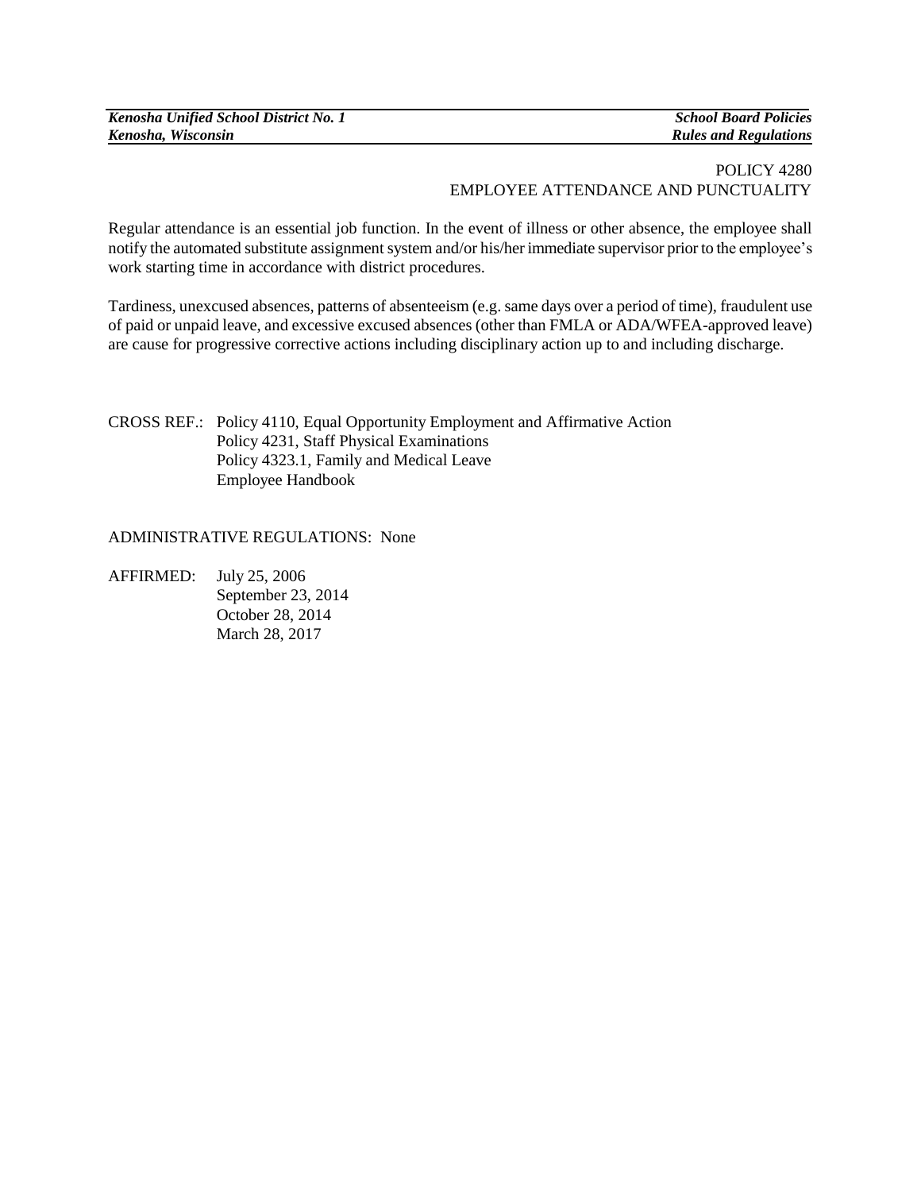# POLICY 4280
## EMPLOYEE ATTENDANCE AND PUNCTUALITY

Regular attendance is an essential job function. In the event of illness or other absence, the employee shall notify the automated substitute assignment system and/or his/her immediate supervisor prior to the employee's work starting time in accordance with district procedures.

Tardiness, unexcused absences, patterns of absenteeism (e.g. same days over a period of time), fraudulent use of paid or unpaid leave, and excessive excused absences (other than FMLA or ADA/WFEA-approved leave) are cause for progressive corrective actions including disciplinary action up to and including discharge.

CROSS REF.: Policy 4110, Equal Opportunity Employment and Affirmative Action
Policy 4231, Staff Physical Examinations
Policy 4323.1, Family and Medical Leave
Employee Handbook

ADMINISTRATIVE REGULATIONS: None

AFFIRMED: July 25, 2006
September 23, 2014
October 28, 2014
March 28, 2017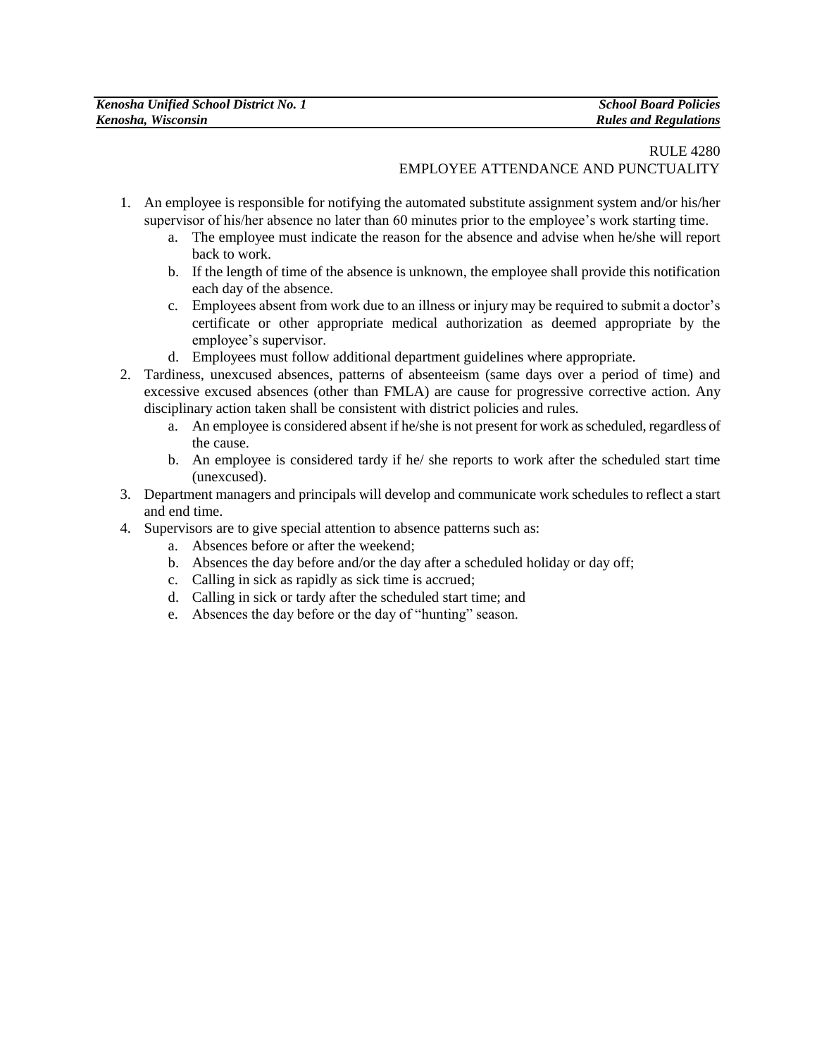RULE 4280
EMPLOYEE ATTENDANCE AND PUNCTUALITY

1. An employee is responsible for notifying the automated substitute assignment system and/or his/her supervisor of his/her absence no later than 60 minutes prior to the employee's work starting time.
   a. The employee must indicate the reason for the absence and advise when he/she will report back to work.
   b. If the length of time of the absence is unknown, the employee shall provide this notification each day of the absence.
   c. Employees absent from work due to an illness or injury may be required to submit a doctor's certificate or other appropriate medical authorization as deemed appropriate by the employee's supervisor.
   d. Employees must follow additional department guidelines where appropriate.
2. Tardiness, unexcused absences, patterns of absenteeism (same days over a period of time) and excessive excused absences (other than FMLA) are cause for progressive corrective action. Any disciplinary action taken shall be consistent with district policies and rules.
   a. An employee is considered absent if he/she is not present for work as scheduled, regardless of the cause.
   b. An employee is considered tardy if he/ she reports to work after the scheduled start time (unexcused).
3. Department managers and principals will develop and communicate work schedules to reflect a start and end time.
4. Supervisors are to give special attention to absence patterns such as:
   a. Absences before or after the weekend;
   b. Absences the day before and/or the day after a scheduled holiday or day off;
   c. Calling in sick as rapidly as sick time is accrued;
   d. Calling in sick or tardy after the scheduled start time; and
   e. Absences the day before or the day of "hunting" season.